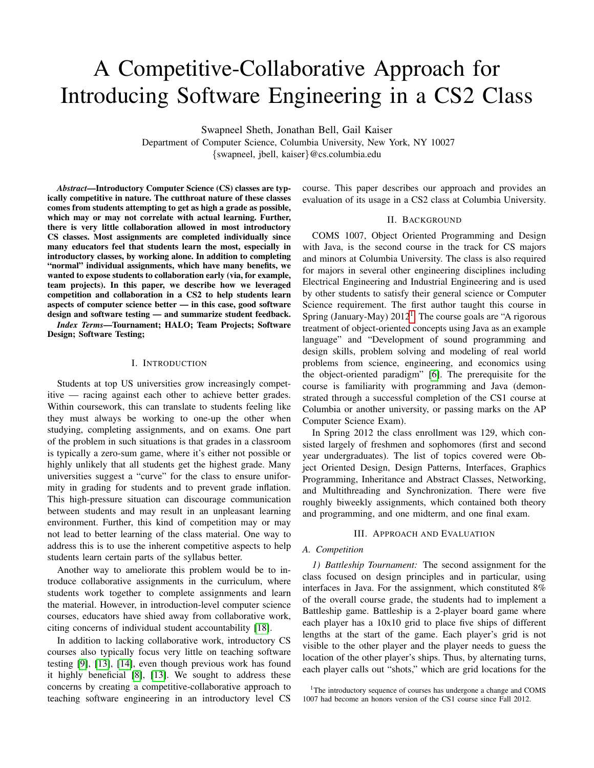# A Competitive-Collaborative Approach for Introducing Software Engineering in a CS2 Class

Swapneel Sheth, Jonathan Bell, Gail Kaiser
Department of Computer Science, Columbia University, New York, NY 10027
{swapneel, jbell, kaiser}@cs.columbia.edu

***Abstract*—Introductory Computer Science (CS) classes are typically competitive in nature. The cutthroat nature of these classes comes from students attempting to get as high a grade as possible, which may or may not correlate with actual learning. Further, there is very little collaboration allowed in most introductory CS classes. Most assignments are completed individually since many educators feel that students learn the most, especially in introductory classes, by working alone. In addition to completing "normal" individual assignments, which have many benefits, we wanted to expose students to collaboration early (via, for example, team projects). In this paper, we describe how we leveraged competition and collaboration in a CS2 to help students learn aspects of computer science better — in this case, good software design and software testing — and summarize student feedback.**

***Index Terms*—Tournament; HALO; Team Projects; Software Design; Software Testing;**

## I. Introduction

Students at top US universities grow increasingly competitive — racing against each other to achieve better grades. Within coursework, this can translate to students feeling like they must always be working to one-up the other when studying, completing assignments, and on exams. One part of the problem in such situations is that grades in a classroom is typically a zero-sum game, where it's either not possible or highly unlikely that all students get the highest grade. Many universities suggest a "curve" for the class to ensure uniformity in grading for students and to prevent grade inflation. This high-pressure situation can discourage communication between students and may result in an unpleasant learning environment. Further, this kind of competition may or may not lead to better learning of the class material. One way to address this is to use the inherent competitive aspects to help students learn certain parts of the syllabus better.

Another way to ameliorate this problem would be to introduce collaborative assignments in the curriculum, where students work together to complete assignments and learn the material. However, in introduction-level computer science courses, educators have shied away from collaborative work, citing concerns of individual student accountability [18].

In addition to lacking collaborative work, introductory CS courses also typically focus very little on teaching software testing [9], [13], [14], even though previous work has found it highly beneficial [8], [13]. We sought to address these concerns by creating a competitive-collaborative approach to teaching software engineering in an introductory level CS course. This paper describes our approach and provides an evaluation of its usage in a CS2 class at Columbia University.

## II. Background

COMS 1007, Object Oriented Programming and Design with Java, is the second course in the track for CS majors and minors at Columbia University. The class is also required for majors in several other engineering disciplines including Electrical Engineering and Industrial Engineering and is used by other students to satisfy their general science or Computer Science requirement. The first author taught this course in Spring (January-May) 2012[1]. The course goals are "A rigorous treatment of object-oriented concepts using Java as an example language" and "Development of sound programming and design skills, problem solving and modeling of real world problems from science, engineering, and economics using the object-oriented paradigm" [6]. The prerequisite for the course is familiarity with programming and Java (demonstrated through a successful completion of the CS1 course at Columbia or another university, or passing marks on the AP Computer Science Exam).

In Spring 2012 the class enrollment was 129, which consisted largely of freshmen and sophomores (first and second year undergraduates). The list of topics covered were Object Oriented Design, Design Patterns, Interfaces, Graphics Programming, Inheritance and Abstract Classes, Networking, and Multithreading and Synchronization. There were five roughly biweekly assignments, which contained both theory and programming, and one midterm, and one final exam.

## III. Approach and Evaluation

### A. Competition

*1) Battleship Tournament:* The second assignment for the class focused on design principles and in particular, using interfaces in Java. For the assignment, which constituted 8% of the overall course grade, the students had to implement a Battleship game. Battleship is a 2-player board game where each player has a 10x10 grid to place five ships of different lengths at the start of the game. Each player's grid is not visible to the other player and the player needs to guess the location of the other player's ships. Thus, by alternating turns, each player calls out "shots," which are grid locations for the

[1] The introductory sequence of courses has undergone a change and COMS 1007 had become an honors version of the CS1 course since Fall 2012.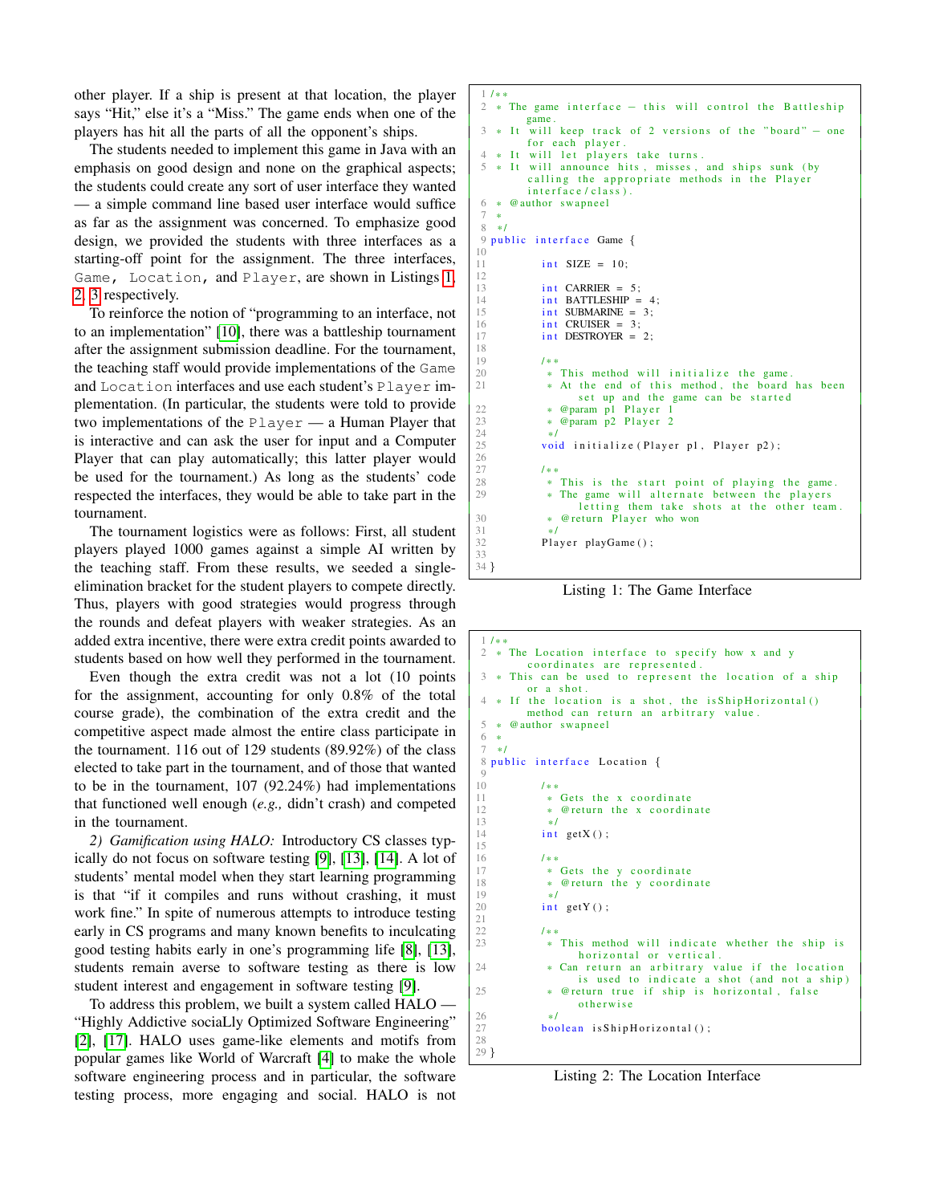other player. If a ship is present at that location, the player says "Hit," else it's a "Miss." The game ends when one of the players has hit all the parts of all the opponent's ships.

The students needed to implement this game in Java with an emphasis on good design and none on the graphical aspects; the students could create any sort of user interface they wanted — a simple command line based user interface would suffice as far as the assignment was concerned. To emphasize good design, we provided the students with three interfaces as a starting-off point for the assignment. The three interfaces, `Game`, `Location`, and `Player`, are shown in Listings 1, 2, 3 respectively.

To reinforce the notion of "programming to an interface, not to an implementation" [10], there was a battleship tournament after the assignment submission deadline. For the tournament, the teaching staff would provide implementations of the `Game` and `Location` interfaces and use each student's `Player` implementation. (In particular, the students were told to provide two implementations of the `Player` — a Human Player that is interactive and can ask the user for input and a Computer Player that can play automatically; this latter player would be used for the tournament.) As long as the students' code respected the interfaces, they would be able to take part in the tournament.

The tournament logistics were as follows: First, all student players played 1000 games against a simple AI written by the teaching staff. From these results, we seeded a single-elimination bracket for the student players to compete directly. Thus, players with good strategies would progress through the rounds and defeat players with weaker strategies. As an added extra incentive, there were extra credit points awarded to students based on how well they performed in the tournament.

Even though the extra credit was not a lot (10 points for the assignment, accounting for only 0.8% of the total course grade), the combination of the extra credit and the competitive aspect made almost the entire class participate in the tournament. 116 out of 129 students (89.92%) of the class elected to take part in the tournament, and of those that wanted to be in the tournament, 107 (92.24%) had implementations that functioned well enough (*e.g.,* didn't crash) and competed in the tournament.

*2) Gamification using HALO:* Introductory CS classes typically do not focus on software testing [9], [13], [14]. A lot of students' mental model when they start learning programming is that "if it compiles and runs without crashing, it must work fine." In spite of numerous attempts to introduce testing early in CS programs and many known benefits to inculcating good testing habits early in one's programming life [8], [13], students remain averse to software testing as there is low student interest and engagement in software testing [9].

To address this problem, we built a system called HALO — "Highly Addictive sociaLly Optimized Software Engineering" [2], [17]. HALO uses game-like elements and motifs from popular games like World of Warcraft [4] to make the whole software engineering process and in particular, the software testing process, more engaging and social. HALO is not

```java
/**
 * The game interface - this will control the Battleship game.
 * It will keep track of 2 versions of the "board" - one for each player.
 * It will let players take turns.
 * It will announce hits, misses, and ships sunk (by calling the appropriate methods in the Player interface/class).
 * @author swapneel
 *
 */
public interface Game {

        int SIZE = 10;

        int CARRIER = 5;
        int BATTLESHIP = 4;
        int SUBMARINE = 3;
        int CRUISER = 3;
        int DESTROYER = 2;

        /**
         * This method will initialize the game.
         * At the end of this method, the board has been set up and the game can be started
         * @param p1 Player 1
         * @param p2 Player 2
         */
        void initialize(Player p1, Player p2);

        /**
         * This is the start point of playing the game.
         * The game will alternate between the players letting them take shots at the other team.
         * @return Player who won
         */
        Player playGame();

}
```

Listing 1: The Game Interface

```java
/**
 * The Location interface to specify how x and y coordinates are represented.
 * This can be used to represent the location of a ship or a shot.
 * If the location is a shot, the isShipHorizontal() method can return an arbitrary value.
 * @author swapneel
 *
 */
public interface Location {

        /**
         * Gets the x coordinate
         * @return the x coordinate
         */
        int getX();

        /**
         * Gets the y coordinate
         * @return the y coordinate
         */
        int getY();

        /**
         * This method will indicate whether the ship is horizontal or vertical.
         * Can return an arbitrary value if the location is used to indicate a shot (and not a ship)
         * @return true if ship is horizontal, false otherwise
         */
        boolean isShipHorizontal();

}
```

Listing 2: The Location Interface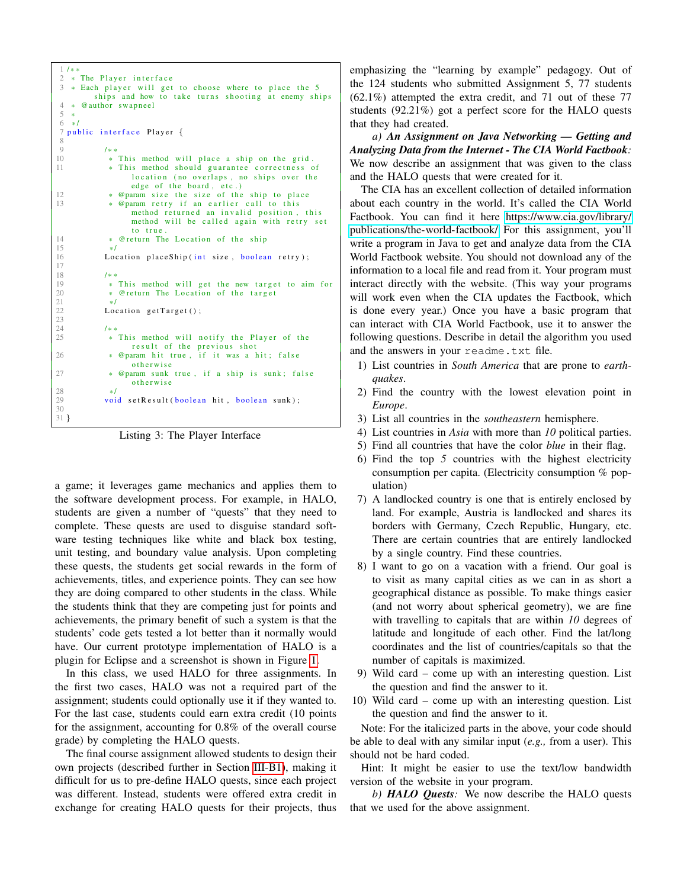```java
/**
 * The Player interface
 * Each player will get to choose where to place the 5
 *     ships and how to take turns shooting at enemy ships
 * @author swapneel
 *
 */
public interface Player {

        /**
         * This method will place a ship on the grid.
         * This method should guarantee correctness of
         *     location (no overlaps, no ships over the
         *     edge of the board, etc.)
         * @param size the size of the ship to place
         * @param retry if an earlier call to this
         *     method returned an invalid position, this
         *     method will be called again with retry set
         *     to true.
         * @return The Location of the ship
         */
        Location placeShip(int size, boolean retry);

        /**
         * This method will get the new target to aim for
         * @return The Location of the target
         */
        Location getTarget();

        /**
         * This method will notify the Player of the
         *     result of the previous shot
         * @param hit true, if it was a hit; false
         *     otherwise
         * @param sunk true, if a ship is sunk; false
         *     otherwise
         */
        void setResult(boolean hit, boolean sunk);

}
```

Listing 3: The Player Interface

a game; it leverages game mechanics and applies them to the software development process. For example, in HALO, students are given a number of "quests" that they need to complete. These quests are used to disguise standard software testing techniques like white and black box testing, unit testing, and boundary value analysis. Upon completing these quests, the students get social rewards in the form of achievements, titles, and experience points. They can see how they are doing compared to other students in the class. While the students think that they are competing just for points and achievements, the primary benefit of such a system is that the students' code gets tested a lot better than it normally would have. Our current prototype implementation of HALO is a plugin for Eclipse and a screenshot is shown in Figure 1.

In this class, we used HALO for three assignments. In the first two cases, HALO was not a required part of the assignment; students could optionally use it if they wanted to. For the last case, students could earn extra credit (10 points for the assignment, accounting for 0.8% of the overall course grade) by completing the HALO quests.

The final course assignment allowed students to design their own projects (described further in Section III-B1), making it difficult for us to pre-define HALO quests, since each project was different. Instead, students were offered extra credit in exchange for creating HALO quests for their projects, thus emphasizing the "learning by example" pedagogy. Out of the 124 students who submitted Assignment 5, 77 students (62.1%) attempted the extra credit, and 71 out of these 77 students (92.21%) got a perfect score for the HALO quests that they had created.

*a) **An Assignment on Java Networking — Getting and Analyzing Data from the Internet - The CIA World Factbook**:* We now describe an assignment that was given to the class and the HALO quests that were created for it.

The CIA has an excellent collection of detailed information about each country in the world. It's called the CIA World Factbook. You can find it here https://www.cia.gov/library/publications/the-world-factbook/ For this assignment, you'll write a program in Java to get and analyze data from the CIA World Factbook website. You should not download any of the information to a local file and read from it. Your program must interact directly with the website. (This way your programs will work even when the CIA updates the Factbook, which is done every year.) Once you have a basic program that can interact with CIA World Factbook, use it to answer the following questions. Describe in detail the algorithm you used and the answers in your `readme.txt` file.

1) List countries in *South America* that are prone to *earthquakes*.
2) Find the country with the lowest elevation point in *Europe*.
3) List all countries in the *southeastern* hemisphere.
4) List countries in *Asia* with more than *10* political parties.
5) Find all countries that have the color *blue* in their flag.
6) Find the top *5* countries with the highest electricity consumption per capita. (Electricity consumption % population)
7) A landlocked country is one that is entirely enclosed by land. For example, Austria is landlocked and shares its borders with Germany, Czech Republic, Hungary, etc. There are certain countries that are entirely landlocked by a single country. Find these countries.
8) I want to go on a vacation with a friend. Our goal is to visit as many capital cities as we can in as short a geographical distance as possible. To make things easier (and not worry about spherical geometry), we are fine with travelling to capitals that are within *10* degrees of latitude and longitude of each other. Find the lat/long coordinates and the list of countries/capitals so that the number of capitals is maximized.
9) Wild card – come up with an interesting question. List the question and find the answer to it.
10) Wild card – come up with an interesting question. List the question and find the answer to it.

Note: For the italicized parts in the above, your code should be able to deal with any similar input (*e.g.,* from a user). This should not be hard coded.

Hint: It might be easier to use the text/low bandwidth version of the website in your program.

*b) **HALO Quests**:* We now describe the HALO quests that we used for the above assignment.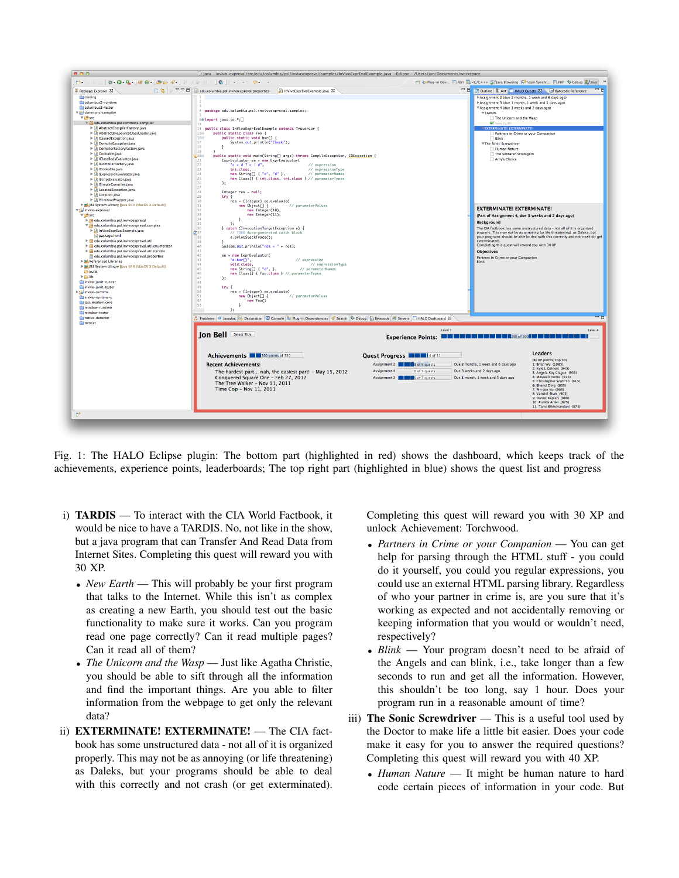Fig. 1: The HALO Eclipse plugin: The bottom part (highlighted in red) shows the dashboard, which keeps track of the achievements, experience points, leaderboards; The top right part (highlighted in blue) shows the quest list and progress

i) **TARDIS** — To interact with the CIA World Factbook, it would be nice to have a TARDIS. No, not like in the show, but a java program that can Transfer And Read Data from Internet Sites. Completing this quest will reward you with 30 XP.

- *New Earth* — This will probably be your first program that talks to the Internet. While this isn't as complex as creating a new Earth, you should test out the basic functionality to make sure it works. Can you program read one page correctly? Can it read multiple pages? Can it read all of them?
- *The Unicorn and the Wasp* — Just like Agatha Christie, you should be able to sift through all the information and find the important things. Are you able to filter information from the webpage to get only the relevant data?

ii) **EXTERMINATE! EXTERMINATE!** — The CIA fact-book has some unstructured data - not all of it is organized properly. This may not be as annoying (or life threatening) as Daleks, but your programs should be able to deal with this correctly and not crash (or get exterminated). Completing this quest will reward you with 30 XP and unlock Achievement: Torchwood.

- *Partners in Crime or your Companion* — You can get help for parsing through the HTML stuff - you could do it yourself, you could you regular expressions, you could use an external HTML parsing library. Regardless of who your partner in crime is, are you sure that it's working as expected and not accidentally removing or keeping information that you would or wouldn't need, respectively?
- *Blink* — Your program doesn't need to be afraid of the Angels and can blink, i.e., take longer than a few seconds to run and get all the information. However, this shouldn't be too long, say 1 hour. Does your program run in a reasonable amount of time?

iii) **The Sonic Screwdriver** — This is a useful tool used by the Doctor to make life a little bit easier. Does your code make it easy for you to answer the required questions? Completing this quest will reward you with 40 XP.

- *Human Nature* — It might be human nature to hard code certain pieces of information in your code. But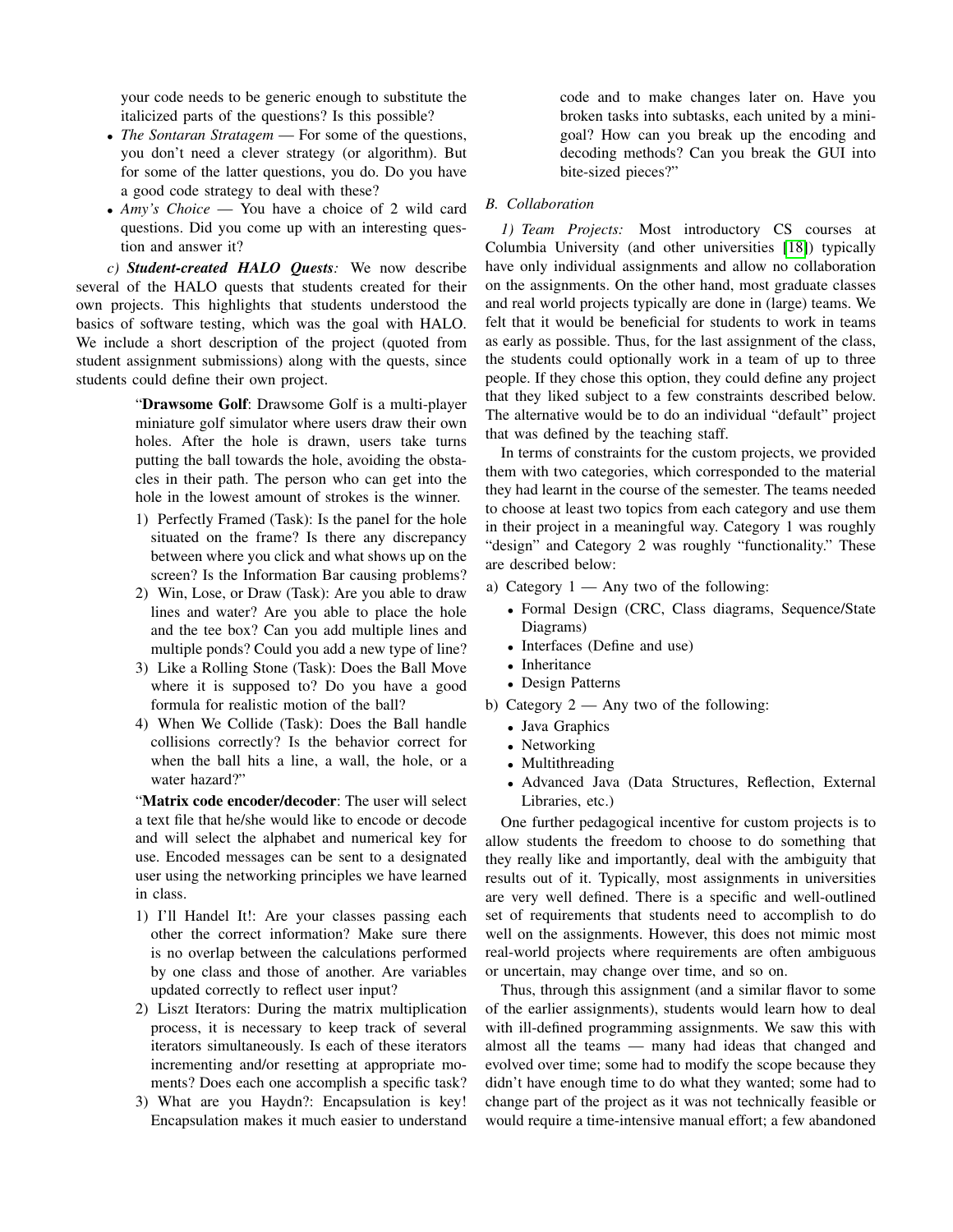your code needs to be generic enough to substitute the italicized parts of the questions? Is this possible?

- *The Sontaran Stratagem* — For some of the questions, you don't need a clever strategy (or algorithm). But for some of the latter questions, you do. Do you have a good code strategy to deal with these?
- *Amy's Choice* — You have a choice of 2 wild card questions. Did you come up with an interesting question and answer it?

*c) **Student-created HALO Quests**:* We now describe several of the HALO quests that students created for their own projects. This highlights that students understood the basics of software testing, which was the goal with HALO. We include a short description of the project (quoted from student assignment submissions) along with the quests, since students could define their own project.

> "**Drawsome Golf**: Drawsome Golf is a multi-player miniature golf simulator where users draw their own holes. After the hole is drawn, users take turns putting the ball towards the hole, avoiding the obstacles in their path. The person who can get into the hole in the lowest amount of strokes is the winner.
>
> 1) Perfectly Framed (Task): Is the panel for the hole situated on the frame? Is there any discrepancy between where you click and what shows up on the screen? Is the Information Bar causing problems?
> 2) Win, Lose, or Draw (Task): Are you able to draw lines and water? Are you able to place the hole and the tee box? Can you add multiple lines and multiple ponds? Could you add a new type of line?
> 3) Like a Rolling Stone (Task): Does the Ball Move where it is supposed to? Do you have a good formula for realistic motion of the ball?
> 4) When We Collide (Task): Does the Ball handle collisions correctly? Is the behavior correct for when the ball hits a line, a wall, the hole, or a water hazard?"
>
> "**Matrix code encoder/decoder**: The user will select a text file that he/she would like to encode or decode and will select the alphabet and numerical key for use. Encoded messages can be sent to a designated user using the networking principles we have learned in class.
>
> 1) I'll Handel It!: Are your classes passing each other the correct information? Make sure there is no overlap between the calculations performed by one class and those of another. Are variables updated correctly to reflect user input?
> 2) Liszt Iterators: During the matrix multiplication process, it is necessary to keep track of several iterators simultaneously. Is each of these iterators incrementing and/or resetting at appropriate moments? Does each one accomplish a specific task?
> 3) What are you Haydn?: Encapsulation is key! Encapsulation makes it much easier to understand code and to make changes later on. Have you broken tasks into subtasks, each united by a mini-goal? How can you break up the encoding and decoding methods? Can you break the GUI into bite-sized pieces?"

### B. Collaboration

*1) Team Projects:* Most introductory CS courses at Columbia University (and other universities [18]) typically have only individual assignments and allow no collaboration on the assignments. On the other hand, most graduate classes and real world projects typically are done in (large) teams. We felt that it would be beneficial for students to work in teams as early as possible. Thus, for the last assignment of the class, the students could optionally work in a team of up to three people. If they chose this option, they could define any project that they liked subject to a few constraints described below. The alternative would be to do an individual "default" project that was defined by the teaching staff.

In terms of constraints for the custom projects, we provided them with two categories, which corresponded to the material they had learnt in the course of the semester. The teams needed to choose at least two topics from each category and use them in their project in a meaningful way. Category 1 was roughly "design" and Category 2 was roughly "functionality." These are described below:

a) Category 1 — Any two of the following:
- Formal Design (CRC, Class diagrams, Sequence/State Diagrams)
- Interfaces (Define and use)
- Inheritance
- Design Patterns

b) Category 2 — Any two of the following:
- Java Graphics
- Networking
- Multithreading
- Advanced Java (Data Structures, Reflection, External Libraries, etc.)

One further pedagogical incentive for custom projects is to allow students the freedom to choose to do something that they really like and importantly, deal with the ambiguity that results out of it. Typically, most assignments in universities are very well defined. There is a specific and well-outlined set of requirements that students need to accomplish to do well on the assignments. However, this does not mimic most real-world projects where requirements are often ambiguous or uncertain, may change over time, and so on.

Thus, through this assignment (and a similar flavor to some of the earlier assignments), students would learn how to deal with ill-defined programming assignments. We saw this with almost all the teams — many had ideas that changed and evolved over time; some had to modify the scope because they didn't have enough time to do what they wanted; some had to change part of the project as it was not technically feasible or would require a time-intensive manual effort; a few abandoned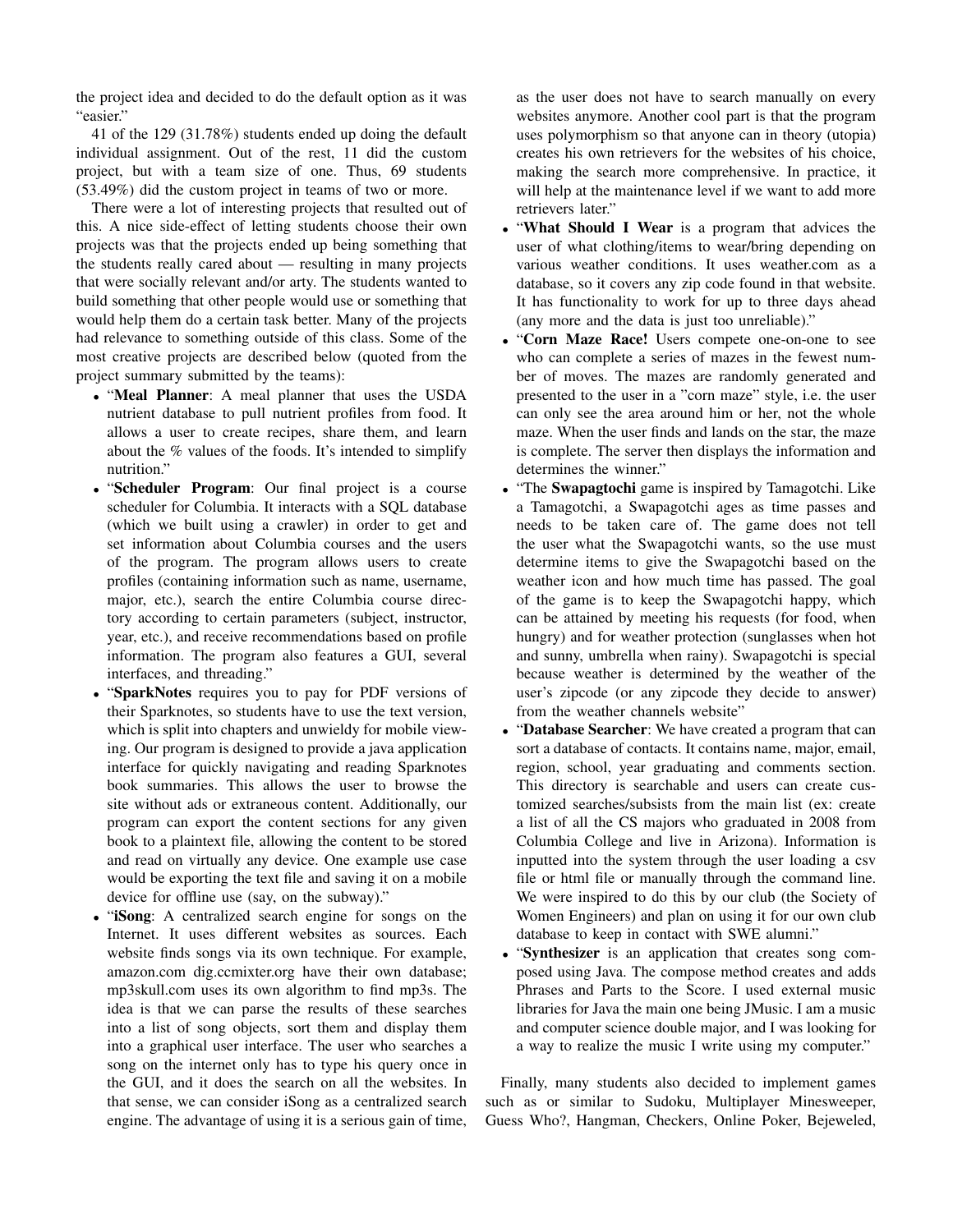the project idea and decided to do the default option as it was "easier."

41 of the 129 (31.78%) students ended up doing the default individual assignment. Out of the rest, 11 did the custom project, but with a team size of one. Thus, 69 students (53.49%) did the custom project in teams of two or more.

There were a lot of interesting projects that resulted out of this. A nice side-effect of letting students choose their own projects was that the projects ended up being something that the students really cared about — resulting in many projects that were socially relevant and/or arty. The students wanted to build something that other people would use or something that would help them do a certain task better. Many of the projects had relevance to something outside of this class. Some of the most creative projects are described below (quoted from the project summary submitted by the teams):

- "**Meal Planner**: A meal planner that uses the USDA nutrient database to pull nutrient profiles from food. It allows a user to create recipes, share them, and learn about the % values of the foods. It's intended to simplify nutrition."
- "**Scheduler Program**: Our final project is a course scheduler for Columbia. It interacts with a SQL database (which we built using a crawler) in order to get and set information about Columbia courses and the users of the program. The program allows users to create profiles (containing information such as name, username, major, etc.), search the entire Columbia course directory according to certain parameters (subject, instructor, year, etc.), and receive recommendations based on profile information. The program also features a GUI, several interfaces, and threading."
- "**SparkNotes** requires you to pay for PDF versions of their Sparknotes, so students have to use the text version, which is split into chapters and unwieldy for mobile viewing. Our program is designed to provide a java application interface for quickly navigating and reading Sparknotes book summaries. This allows the user to browse the site without ads or extraneous content. Additionally, our program can export the content sections for any given book to a plaintext file, allowing the content to be stored and read on virtually any device. One example use case would be exporting the text file and saving it on a mobile device for offline use (say, on the subway)."
- "**iSong**: A centralized search engine for songs on the Internet. It uses different websites as sources. Each website finds songs via its own technique. For example, amazon.com dig.ccmixter.org have their own database; mp3skull.com uses its own algorithm to find mp3s. The idea is that we can parse the results of these searches into a list of song objects, sort them and display them into a graphical user interface. The user who searches a song on the internet only has to type his query once in the GUI, and it does the search on all the websites. In that sense, we can consider iSong as a centralized search engine. The advantage of using it is a serious gain of time, as the user does not have to search manually on every websites anymore. Another cool part is that the program uses polymorphism so that anyone can in theory (utopia) creates his own retrievers for the websites of his choice, making the search more comprehensive. In practice, it will help at the maintenance level if we want to add more retrievers later."
- "**What Should I Wear** is a program that advices the user of what clothing/items to wear/bring depending on various weather conditions. It uses weather.com as a database, so it covers any zip code found in that website. It has functionality to work for up to three days ahead (any more and the data is just too unreliable)."
- "**Corn Maze Race!** Users compete one-on-one to see who can complete a series of mazes in the fewest number of moves. The mazes are randomly generated and presented to the user in a "corn maze" style, i.e. the user can only see the area around him or her, not the whole maze. When the user finds and lands on the star, the maze is complete. The server then displays the information and determines the winner."
- "The **Swapagtochi** game is inspired by Tamagotchi. Like a Tamagotchi, a Swapagotchi ages as time passes and needs to be taken care of. The game does not tell the user what the Swapagotchi wants, so the use must determine items to give the Swapagotchi based on the weather icon and how much time has passed. The goal of the game is to keep the Swapagotchi happy, which can be attained by meeting his requests (for food, when hungry) and for weather protection (sunglasses when hot and sunny, umbrella when rainy). Swapagotchi is special because weather is determined by the weather of the user's zipcode (or any zipcode they decide to answer) from the weather channels website"
- "**Database Searcher**: We have created a program that can sort a database of contacts. It contains name, major, email, region, school, year graduating and comments section. This directory is searchable and users can create customized searches/subsists from the main list (ex: create a list of all the CS majors who graduated in 2008 from Columbia College and live in Arizona). Information is inputted into the system through the user loading a csv file or html file or manually through the command line. We were inspired to do this by our club (the Society of Women Engineers) and plan on using it for our own club database to keep in contact with SWE alumni."
- "**Synthesizer** is an application that creates song composed using Java. The compose method creates and adds Phrases and Parts to the Score. I used external music libraries for Java the main one being JMusic. I am a music and computer science double major, and I was looking for a way to realize the music I write using my computer."

Finally, many students also decided to implement games such as or similar to Sudoku, Multiplayer Minesweeper, Guess Who?, Hangman, Checkers, Online Poker, Bejeweled,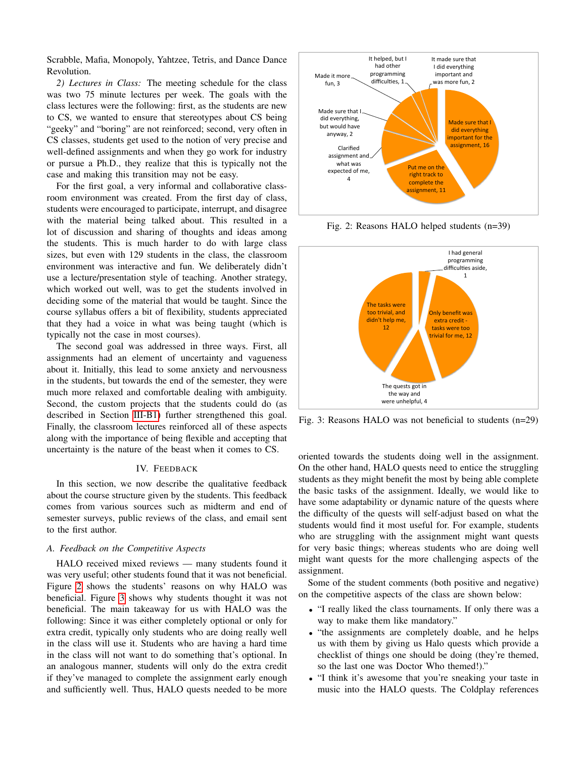Scrabble, Mafia, Monopoly, Yahtzee, Tetris, and Dance Dance Revolution.

*2) Lectures in Class:* The meeting schedule for the class was two 75 minute lectures per week. The goals with the class lectures were the following: first, as the students are new to CS, we wanted to ensure that stereotypes about CS being "geeky" and "boring" are not reinforced; second, very often in CS classes, students get used to the notion of very precise and well-defined assignments and when they go work for industry or pursue a Ph.D., they realize that this is typically not the case and making this transition may not be easy.

For the first goal, a very informal and collaborative classroom environment was created. From the first day of class, students were encouraged to participate, interrupt, and disagree with the material being talked about. This resulted in a lot of discussion and sharing of thoughts and ideas among the students. This is much harder to do with large class sizes, but even with 129 students in the class, the classroom environment was interactive and fun. We deliberately didn't use a lecture/presentation style of teaching. Another strategy, which worked out well, was to get the students involved in deciding some of the material that would be taught. Since the course syllabus offers a bit of flexibility, students appreciated that they had a voice in what was being taught (which is typically not the case in most courses).

The second goal was addressed in three ways. First, all assignments had an element of uncertainty and vagueness about it. Initially, this lead to some anxiety and nervousness in the students, but towards the end of the semester, they were much more relaxed and comfortable dealing with ambiguity. Second, the custom projects that the students could do (as described in Section III-B1) further strengthened this goal. Finally, the classroom lectures reinforced all of these aspects along with the importance of being flexible and accepting that uncertainty is the nature of the beast when it comes to CS.

## IV. Feedback

In this section, we now describe the qualitative feedback about the course structure given by the students. This feedback comes from various sources such as midterm and end of semester surveys, public reviews of the class, and email sent to the first author.

### *A. Feedback on the Competitive Aspects*

HALO received mixed reviews — many students found it was very useful; other students found that it was not beneficial. Figure 2 shows the students' reasons on why HALO was beneficial. Figure 3 shows why students thought it was not beneficial. The main takeaway for us with HALO was the following: Since it was either completely optional or only for extra credit, typically only students who are doing really well in the class will use it. Students who are having a hard time in the class will not want to do something that's optional. In an analogous manner, students will only do the extra credit if they've managed to complete the assignment early enough and sufficiently well. Thus, HALO quests needed to be more

It helped, but I had other programming difficulties, 1
It made sure that I did everything important and was more fun, 2
Made it more fun, 3
Made sure that I did everything, but would have anyway, 2
Made sure that I did everything important for the assignment, 16
Clarified assignment and what was expected of me, 4
Put me on the right track to complete the assignment, 11

Fig. 2: Reasons HALO helped students (n=39)

I had general programming difficulties aside, 1
The tasks were too trivial, and didn't help me, 12
Only benefit was extra credit - tasks were too trivial for me, 12
The quests got in the way and were unhelpful, 4

Fig. 3: Reasons HALO was not beneficial to students (n=29)

oriented towards the students doing well in the assignment. On the other hand, HALO quests need to entice the struggling students as they might benefit the most by being able complete the basic tasks of the assignment. Ideally, we would like to have some adaptability or dynamic nature of the quests where the difficulty of the quests will self-adjust based on what the students would find it most useful for. For example, students who are struggling with the assignment might want quests for very basic things; whereas students who are doing well might want quests for the more challenging aspects of the assignment.

Some of the student comments (both positive and negative) on the competitive aspects of the class are shown below:

- "I really liked the class tournaments. If only there was a way to make them like mandatory."
- "the assignments are completely doable, and he helps us with them by giving us Halo quests which provide a checklist of things one should be doing (they're themed, so the last one was Doctor Who themed!)."
- "I think it's awesome that you're sneaking your taste in music into the HALO quests. The Coldplay references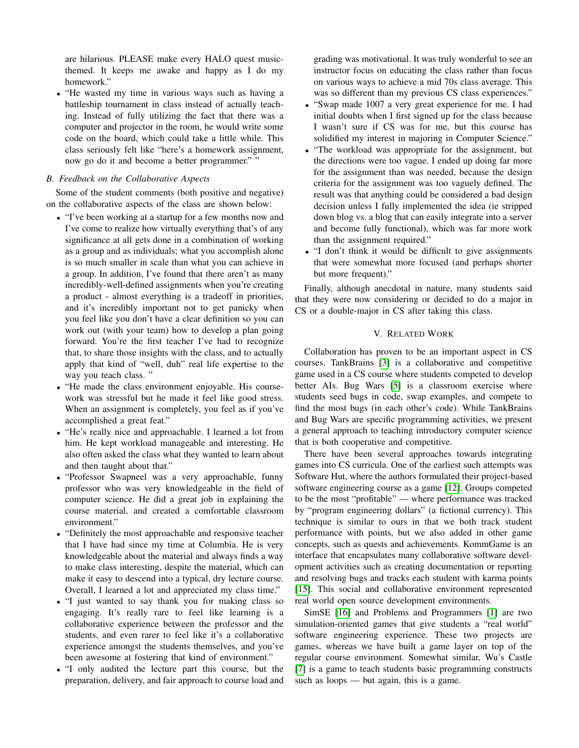are hilarious. PLEASE make every HALO quest music-themed. It keeps me awake and happy as I do my homework."

- "He wasted my time in various ways such as having a battleship tournament in class instead of actually teaching. Instead of fully utilizing the fact that there was a computer and projector in the room, he would write some code on the board, which could take a little while. This class seriously felt like "here's a homework assignment, now go do it and become a better programmer." "

### *B. Feedback on the Collaborative Aspects*

Some of the student comments (both positive and negative) on the collaborative aspects of the class are shown below:

- "I've been working at a startup for a few months now and I've come to realize how virtually everything that's of any significance at all gets done in a combination of working as a group and as individuals; what you accomplish alone is so much smaller in scale than what you can achieve in a group. In addition, I've found that there aren't as many incredibly-well-defined assignments when you're creating a product - almost everything is a tradeoff in priorities, and it's incredibly important not to get panicky when you feel like you don't have a clear definition so you can work out (with your team) how to develop a plan going forward. You're the first teacher I've had to recognize that, to share those insights with the class, and to actually apply that kind of "well, duh" real life expertise to the way you teach class. "
- "He made the class environment enjoyable. His coursework was stressful but he made it feel like good stress. When an assignment is completely, you feel as if you've accomplished a great feat."
- "He's really nice and approachable. I learned a lot from him. He kept workload manageable and interesting. He also often asked the class what they wanted to learn about and then taught about that."
- "Professor Swapneel was a very approachable, funny professor who was very knowledgeable in the field of computer science. He did a great job in explaining the course material, and created a comfortable classroom environment."
- "Definitely the most approachable and responsive teacher that I have had since my time at Columbia. He is very knowledgeable about the material and always finds a way to make class interesting, despite the material, which can make it easy to descend into a typical, dry lecture course. Overall, I learned a lot and appreciated my class time."
- "I just wanted to say thank you for making class so engaging. It's really rare to feel like learning is a collaborative experience between the professor and the students, and even rarer to feel like it's a collaborative experience amongst the students themselves, and you've been awesome at fostering that kind of environment."
- "I only audited the lecture part this course, but the preparation, delivery, and fair approach to course load and grading was motivational. It was truly wonderful to see an instructor focus on educating the class rather than focus on various ways to achieve a mid 70s class average. This was so different than my previous CS class experiences."
- "Swap made 1007 a very great experience for me. I had initial doubts when I first signed up for the class because I wasn't sure if CS was for me, but this course has solidified my interest in majoring in Computer Science."
- "The workload was appropriate for the assignment, but the directions were too vague. I ended up doing far more for the assignment than was needed, because the design criteria for the assignment was too vaguely defined. The result was that anything could be considered a bad design decision unless I fully implemented the idea (ie stripped down blog vs. a blog that can easily integrate into a server and become fully functional), which was far more work than the assignment required."
- "I don't think it would be difficult to give assignments that were somewhat more focused (and perhaps shorter but more frequent)."

Finally, although anecdotal in nature, many students said that they were now considering or decided to do a major in CS or a double-major in CS after taking this class.

## V. Related Work

Collaboration has proven to be an important aspect in CS courses. TankBrains [3] is a collaborative and competitive game used in a CS course where students competed to develop better AIs. Bug Wars [5] is a classroom exercise where students seed bugs in code, swap examples, and compete to find the most bugs (in each other's code). While TankBrains and Bug Wars are specific programming activities, we present a general approach to teaching introductory computer science that is both cooperative and competitive.

There have been several approaches towards integrating games into CS curricula. One of the earliest such attempts was Software Hut, where the authors formulated their project-based software engineering course as a game [12]. Groups competed to be the most "profitable" — where performance was tracked by "program engineering dollars" (a fictional currency). This technique is similar to ours in that we both track student performance with points, but we also added in other game concepts, such as quests and achievements. KommGame is an interface that encapsulates many collaborative software development activities such as creating documentation or reporting and resolving bugs and tracks each student with karma points [15]. This social and collaborative environment represented real world open source development environments.

SimSE [16] and Problems and Programmers [1] are two simulation-oriented games that give students a "real world" software engineering experience. These two projects are games, whereas we have built a game layer on top of the regular course environment. Somewhat similar, Wu's Castle [7] is a game to teach students basic programming constructs such as loops — but again, this is a game.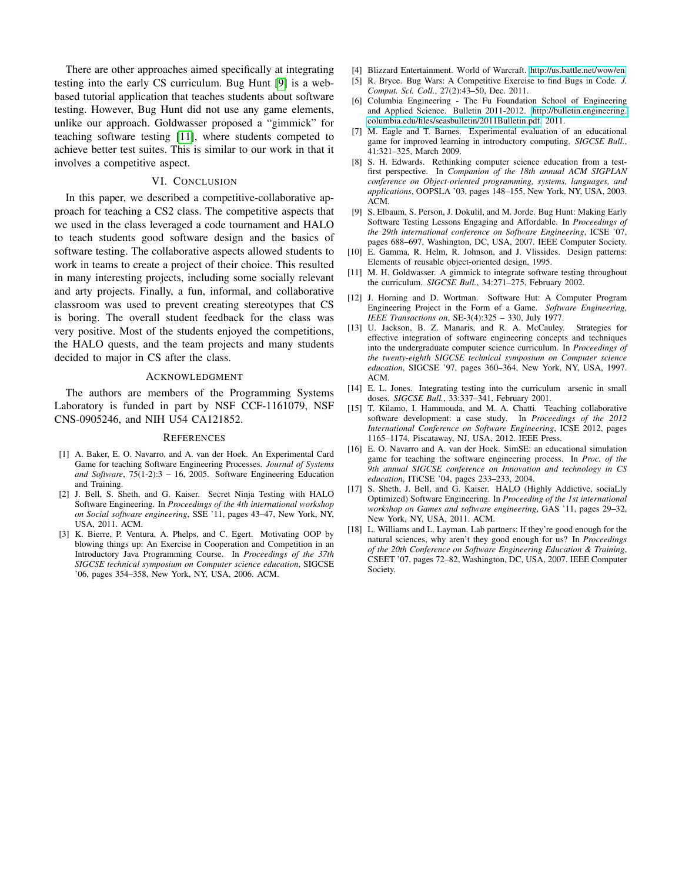There are other approaches aimed specifically at integrating testing into the early CS curriculum. Bug Hunt [9] is a web-based tutorial application that teaches students about software testing. However, Bug Hunt did not use any game elements, unlike our approach. Goldwasser proposed a "gimmick" for teaching software testing [11], where students competed to achieve better test suites. This is similar to our work in that it involves a competitive aspect.

## VI. Conclusion

In this paper, we described a competitive-collaborative approach for teaching a CS2 class. The competitive aspects that we used in the class leveraged a code tournament and HALO to teach students good software design and the basics of software testing. The collaborative aspects allowed students to work in teams to create a project of their choice. This resulted in many interesting projects, including some socially relevant and arty projects. Finally, a fun, informal, and collaborative classroom was used to prevent creating stereotypes that CS is boring. The overall student feedback for the class was very positive. Most of the students enjoyed the competitions, the HALO quests, and the team projects and many students decided to major in CS after the class.

## Acknowledgment

The authors are members of the Programming Systems Laboratory is funded in part by NSF CCF-1161079, NSF CNS-0905246, and NIH U54 CA121852.

## References

[1] A. Baker, E. O. Navarro, and A. van der Hoek. An Experimental Card Game for teaching Software Engineering Processes. *Journal of Systems and Software*, 75(1-2):3 – 16, 2005. Software Engineering Education and Training.

[2] J. Bell, S. Sheth, and G. Kaiser. Secret Ninja Testing with HALO Software Engineering. In *Proceedings of the 4th international workshop on Social software engineering*, SSE '11, pages 43–47, New York, NY, USA, 2011. ACM.

[3] K. Bierre, P. Ventura, A. Phelps, and C. Egert. Motivating OOP by blowing things up: An Exercise in Cooperation and Competition in an Introductory Java Programming Course. In *Proceedings of the 37th SIGCSE technical symposium on Computer science education*, SIGCSE '06, pages 354–358, New York, NY, USA, 2006. ACM.

[4] Blizzard Entertainment. World of Warcraft. http://us.battle.net/wow/en.

[5] R. Bryce. Bug Wars: A Competitive Exercise to find Bugs in Code. *J. Comput. Sci. Coll.*, 27(2):43–50, Dec. 2011.

[6] Columbia Engineering - The Fu Foundation School of Engineering and Applied Science. Bulletin 2011-2012. http://bulletin.engineering.columbia.edu/files/seasbulletin/2011Bulletin.pdf, 2011.

[7] M. Eagle and T. Barnes. Experimental evaluation of an educational game for improved learning in introductory computing. *SIGCSE Bull.*, 41:321–325, March 2009.

[8] S. H. Edwards. Rethinking computer science education from a test-first perspective. In *Companion of the 18th annual ACM SIGPLAN conference on Object-oriented programming, systems, languages, and applications*, OOPSLA '03, pages 148–155, New York, NY, USA, 2003. ACM.

[9] S. Elbaum, S. Person, J. Dokulil, and M. Jorde. Bug Hunt: Making Early Software Testing Lessons Engaging and Affordable. In *Proceedings of the 29th international conference on Software Engineering*, ICSE '07, pages 688–697, Washington, DC, USA, 2007. IEEE Computer Society.

[10] E. Gamma, R. Helm, R. Johnson, and J. Vlissides. Design patterns: Elements of reusable object-oriented design, 1995.

[11] M. H. Goldwasser. A gimmick to integrate software testing throughout the curriculum. *SIGCSE Bull.*, 34:271–275, February 2002.

[12] J. Horning and D. Wortman. Software Hut: A Computer Program Engineering Project in the Form of a Game. *Software Engineering, IEEE Transactions on*, SE-3(4):325 – 330, July 1977.

[13] U. Jackson, B. Z. Manaris, and R. A. McCauley. Strategies for effective integration of software engineering concepts and techniques into the undergraduate computer science curriculum. In *Proceedings of the twenty-eighth SIGCSE technical symposium on Computer science education*, SIGCSE '97, pages 360–364, New York, NY, USA, 1997. ACM.

[14] E. L. Jones. Integrating testing into the curriculum arsenic in small doses. *SIGCSE Bull.*, 33:337–341, February 2001.

[15] T. Kilamo, I. Hammouda, and M. A. Chatti. Teaching collaborative software development: a case study. In *Proceedings of the 2012 International Conference on Software Engineering*, ICSE 2012, pages 1165–1174, Piscataway, NJ, USA, 2012. IEEE Press.

[16] E. O. Navarro and A. van der Hoek. SimSE: an educational simulation game for teaching the software engineering process. In *Proc. of the 9th annual SIGCSE conference on Innovation and technology in CS education*, ITiCSE '04, pages 233–233, 2004.

[17] S. Sheth, J. Bell, and G. Kaiser. HALO (Highly Addictive, sociaLly Optimized) Software Engineering. In *Proceeding of the 1st international workshop on Games and software engineering*, GAS '11, pages 29–32, New York, NY, USA, 2011. ACM.

[18] L. Williams and L. Layman. Lab partners: If they're good enough for the natural sciences, why aren't they good enough for us? In *Proceedings of the 20th Conference on Software Engineering Education & Training*, CSEET '07, pages 72–82, Washington, DC, USA, 2007. IEEE Computer Society.